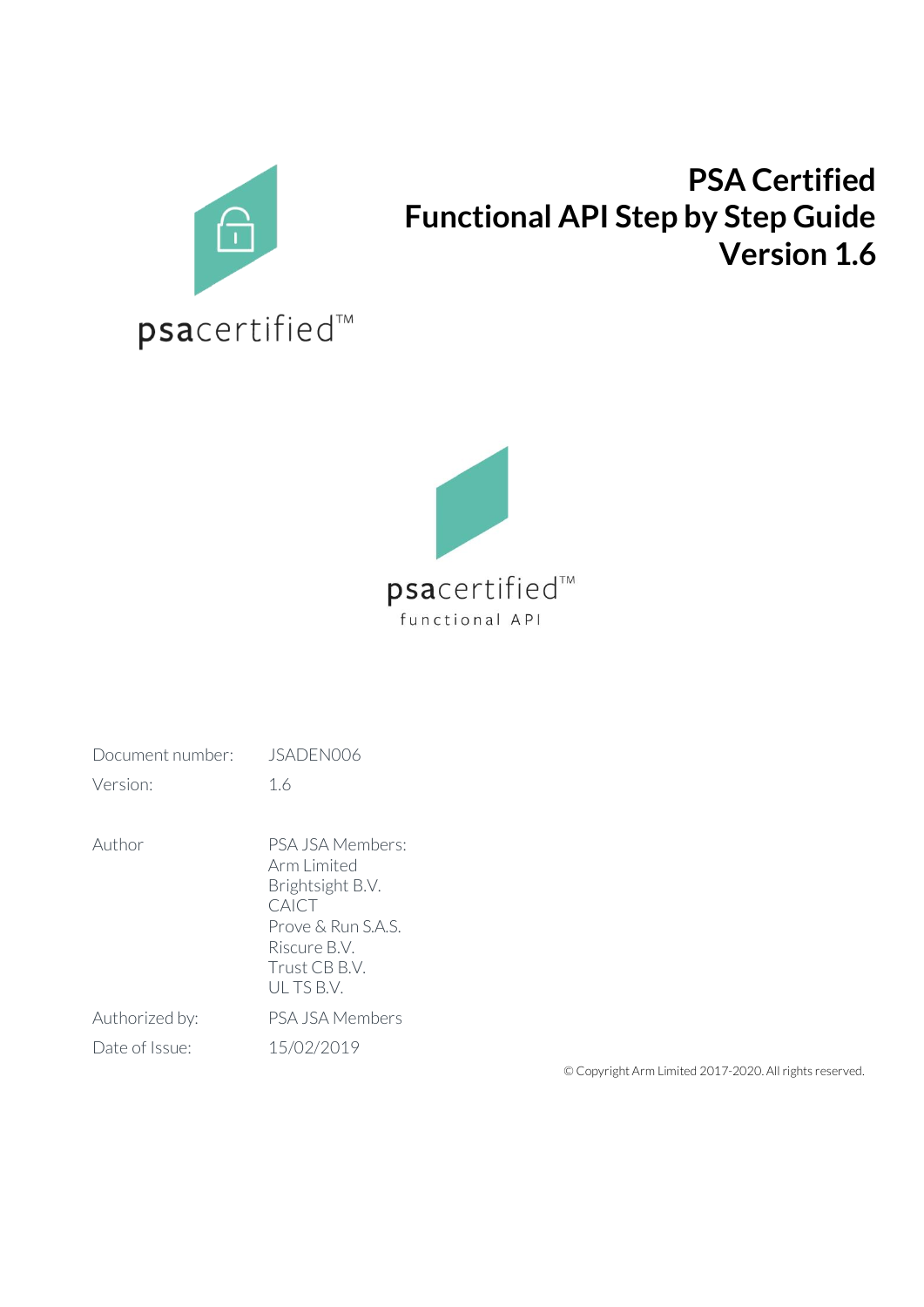psacertified™

# PSA Certified
# Functional API Step by Step Guide
# Version 1.6

psacertified™
functional API

| | |
|---|---|
| Document number: | JSADEN006 |
| Version: | 1.6 |
| Author | PSA JSA Members:<br>Arm Limited<br>Brightsight B.V.<br>CAICT<br>Prove & Run S.A.S.<br>Riscure B.V.<br>Trust CB B.V.<br>UL TS B.V. |
| Authorized by: | PSA JSA Members |
| Date of Issue: | 15/02/2019 |

© Copyright Arm Limited 2017-2020. All rights reserved.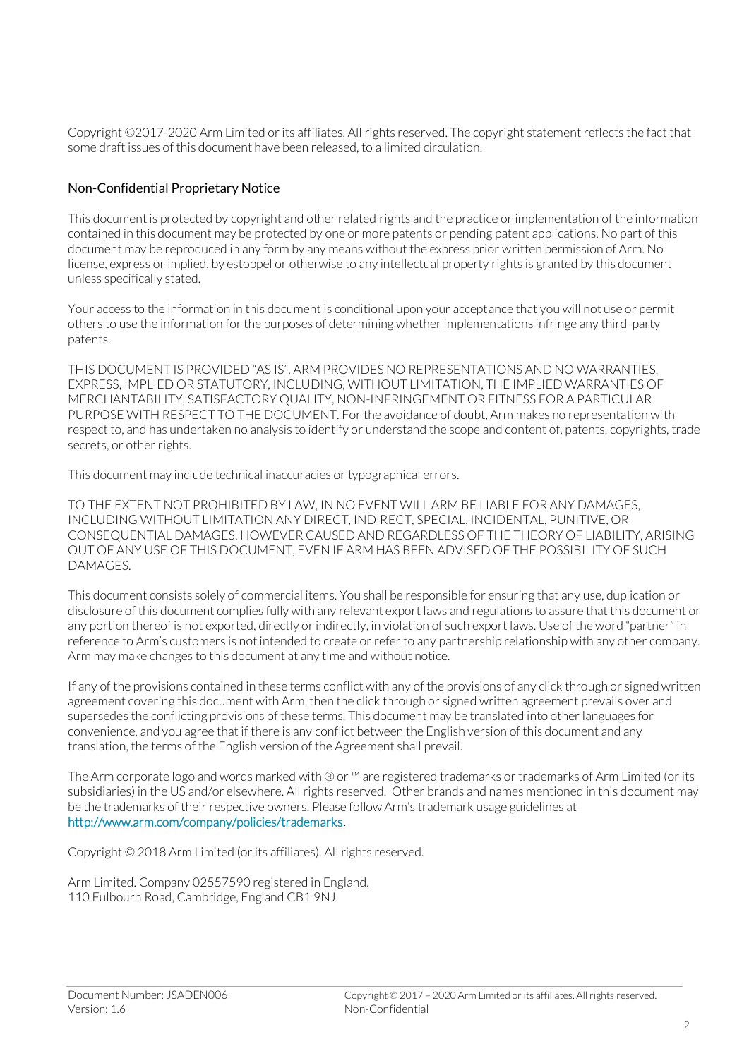Copyright ©2017-2020 Arm Limited or its affiliates. All rights reserved. The copyright statement reflects the fact that some draft issues of this document have been released, to a limited circulation.

## Non-Confidential Proprietary Notice

This document is protected by copyright and other related rights and the practice or implementation of the information contained in this document may be protected by one or more patents or pending patent applications. No part of this document may be reproduced in any form by any means without the express prior written permission of Arm. No license, express or implied, by estoppel or otherwise to any intellectual property rights is granted by this document unless specifically stated.

Your access to the information in this document is conditional upon your acceptance that you will not use or permit others to use the information for the purposes of determining whether implementations infringe any third-party patents.

THIS DOCUMENT IS PROVIDED "AS IS". ARM PROVIDES NO REPRESENTATIONS AND NO WARRANTIES, EXPRESS, IMPLIED OR STATUTORY, INCLUDING, WITHOUT LIMITATION, THE IMPLIED WARRANTIES OF MERCHANTABILITY, SATISFACTORY QUALITY, NON-INFRINGEMENT OR FITNESS FOR A PARTICULAR PURPOSE WITH RESPECT TO THE DOCUMENT. For the avoidance of doubt, Arm makes no representation with respect to, and has undertaken no analysis to identify or understand the scope and content of, patents, copyrights, trade secrets, or other rights.

This document may include technical inaccuracies or typographical errors.

TO THE EXTENT NOT PROHIBITED BY LAW, IN NO EVENT WILL ARM BE LIABLE FOR ANY DAMAGES, INCLUDING WITHOUT LIMITATION ANY DIRECT, INDIRECT, SPECIAL, INCIDENTAL, PUNITIVE, OR CONSEQUENTIAL DAMAGES, HOWEVER CAUSED AND REGARDLESS OF THE THEORY OF LIABILITY, ARISING OUT OF ANY USE OF THIS DOCUMENT, EVEN IF ARM HAS BEEN ADVISED OF THE POSSIBILITY OF SUCH DAMAGES.

This document consists solely of commercial items. You shall be responsible for ensuring that any use, duplication or disclosure of this document complies fully with any relevant export laws and regulations to assure that this document or any portion thereof is not exported, directly or indirectly, in violation of such export laws. Use of the word "partner" in reference to Arm's customers is not intended to create or refer to any partnership relationship with any other company. Arm may make changes to this document at any time and without notice.

If any of the provisions contained in these terms conflict with any of the provisions of any click through or signed written agreement covering this document with Arm, then the click through or signed written agreement prevails over and supersedes the conflicting provisions of these terms. This document may be translated into other languages for convenience, and you agree that if there is any conflict between the English version of this document and any translation, the terms of the English version of the Agreement shall prevail.

The Arm corporate logo and words marked with ® or ™ are registered trademarks or trademarks of Arm Limited (or its subsidiaries) in the US and/or elsewhere. All rights reserved. Other brands and names mentioned in this document may be the trademarks of their respective owners. Please follow Arm's trademark usage guidelines at http://www.arm.com/company/policies/trademarks.

Copyright © 2018 Arm Limited (or its affiliates). All rights reserved.

Arm Limited. Company 02557590 registered in England.
110 Fulbourn Road, Cambridge, England CB1 9NJ.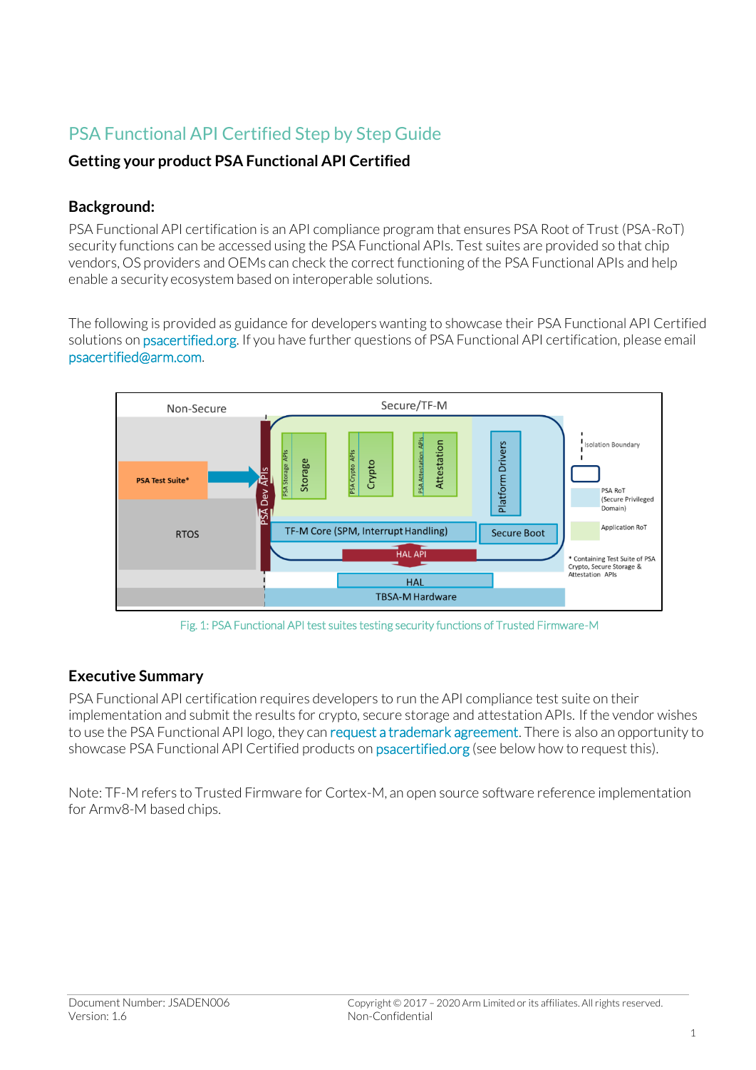# PSA Functional API Certified Step by Step Guide

**Getting your product PSA Functional API Certified**

## Background:

PSA Functional API certification is an API compliance program that ensures PSA Root of Trust (PSA-RoT) security functions can be accessed using the PSA Functional APIs. Test suites are provided so that chip vendors, OS providers and OEMs can check the correct functioning of the PSA Functional APIs and help enable a security ecosystem based on interoperable solutions.

The following is provided as guidance for developers wanting to showcase their PSA Functional API Certified solutions on psacertified.org. If you have further questions of PSA Functional API certification, please email psacertified@arm.com.

Non-Secure
Secure/TF-M
PSA Test Suite*
PSA Dev APIs
RTOS
PSA Storage APIs
Storage
PSA Crypto APIs
Crypto
PSA Attestation APIs
Attestation
Platform Drivers
TF-M Core (SPM, Interrupt Handling)
Secure Boot
HAL API
HAL
TBSA-M Hardware
Isolation Boundary
PSA RoT (Secure Privileged Domain)
Application RoT
* Containing Test Suite of PSA Crypto, Secure Storage & Attestation APIs

Fig. 1: PSA Functional API test suites testing security functions of Trusted Firmware-M

## Executive Summary

PSA Functional API certification requires developers to run the API compliance test suite on their implementation and submit the results for crypto, secure storage and attestation APIs. If the vendor wishes to use the PSA Functional API logo, they can request a trademark agreement. There is also an opportunity to showcase PSA Functional API Certified products on psacertified.org (see below how to request this).

Note: TF-M refers to Trusted Firmware for Cortex-M, an open source software reference implementation for Armv8-M based chips.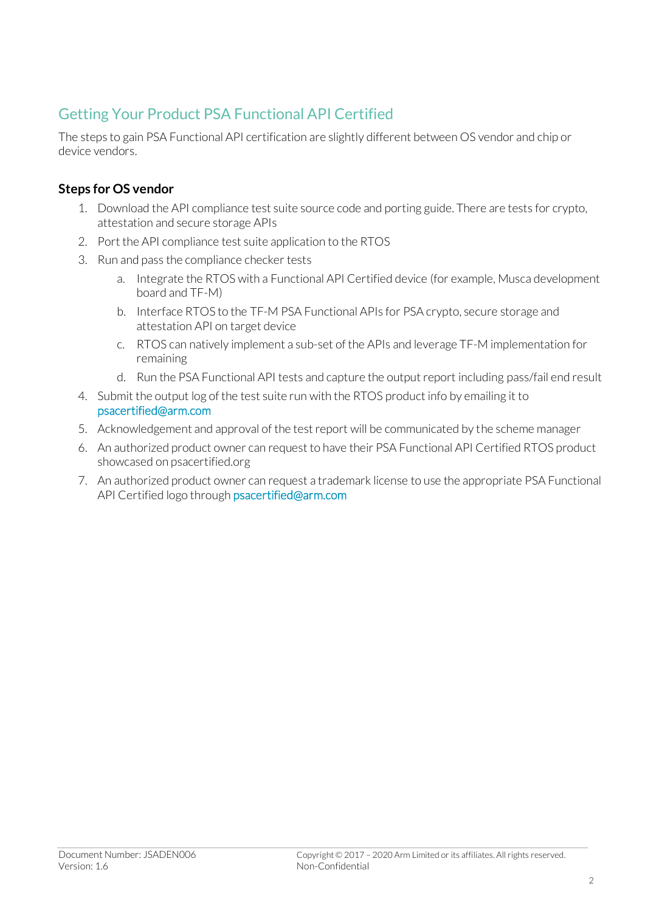## Getting Your Product PSA Functional API Certified

The steps to gain PSA Functional API certification are slightly different between OS vendor and chip or device vendors.

### Steps for OS vendor

1. Download the API compliance test suite source code and porting guide. There are tests for crypto, attestation and secure storage APIs
2. Port the API compliance test suite application to the RTOS
3. Run and pass the compliance checker tests
    a. Integrate the RTOS with a Functional API Certified device (for example, Musca development board and TF-M)
    b. Interface RTOS to the TF-M PSA Functional APIs for PSA crypto, secure storage and attestation API on target device
    c. RTOS can natively implement a sub-set of the APIs and leverage TF-M implementation for remaining
    d. Run the PSA Functional API tests and capture the output report including pass/fail end result
4. Submit the output log of the test suite run with the RTOS product info by emailing it to psacertified@arm.com
5. Acknowledgement and approval of the test report will be communicated by the scheme manager
6. An authorized product owner can request to have their PSA Functional API Certified RTOS product showcased on psacertified.org
7. An authorized product owner can request a trademark license to use the appropriate PSA Functional API Certified logo through psacertified@arm.com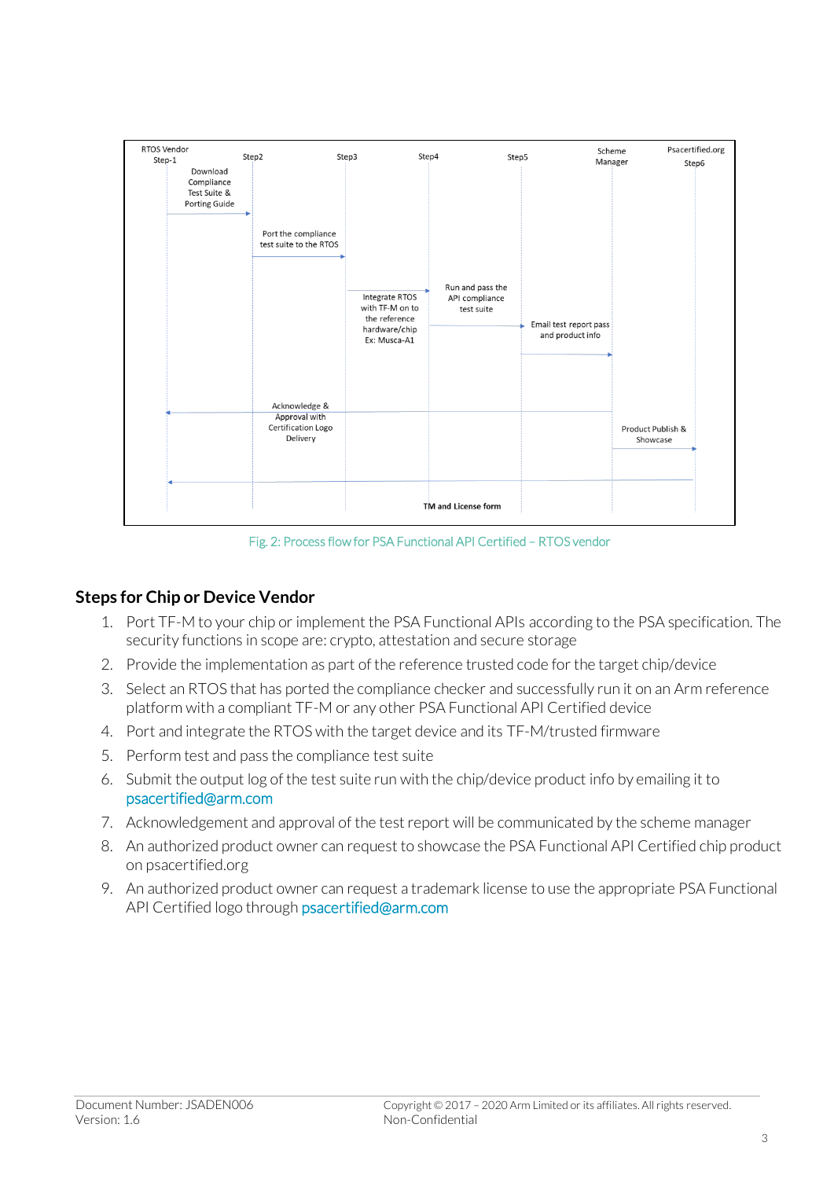RTOS Vendor Step-1

Step2

Step3

Step4

Step5

Scheme Manager

Psacertified.org Step6

Download Compliance Test Suite & Porting Guide

Port the compliance test suite to the RTOS

Integrate RTOS with TF-M on to the reference hardware/chip Ex: Musca-A1

Run and pass the API compliance test suite

Email test report pass and product info

Acknowledge & Approval with Certification Logo Delivery

Product Publish & Showcase

TM and License form

Fig. 2: Process flow for PSA Functional API Certified – RTOS vendor

## Steps for Chip or Device Vendor

1. Port TF-M to your chip or implement the PSA Functional APIs according to the PSA specification. The security functions in scope are: crypto, attestation and secure storage
2. Provide the implementation as part of the reference trusted code for the target chip/device
3. Select an RTOS that has ported the compliance checker and successfully run it on an Arm reference platform with a compliant TF-M or any other PSA Functional API Certified device
4. Port and integrate the RTOS with the target device and its TF-M/trusted firmware
5. Perform test and pass the compliance test suite
6. Submit the output log of the test suite run with the chip/device product info by emailing it to psacertified@arm.com
7. Acknowledgement and approval of the test report will be communicated by the scheme manager
8. An authorized product owner can request to showcase the PSA Functional API Certified chip product on psacertified.org
9. An authorized product owner can request a trademark license to use the appropriate PSA Functional API Certified logo through psacertified@arm.com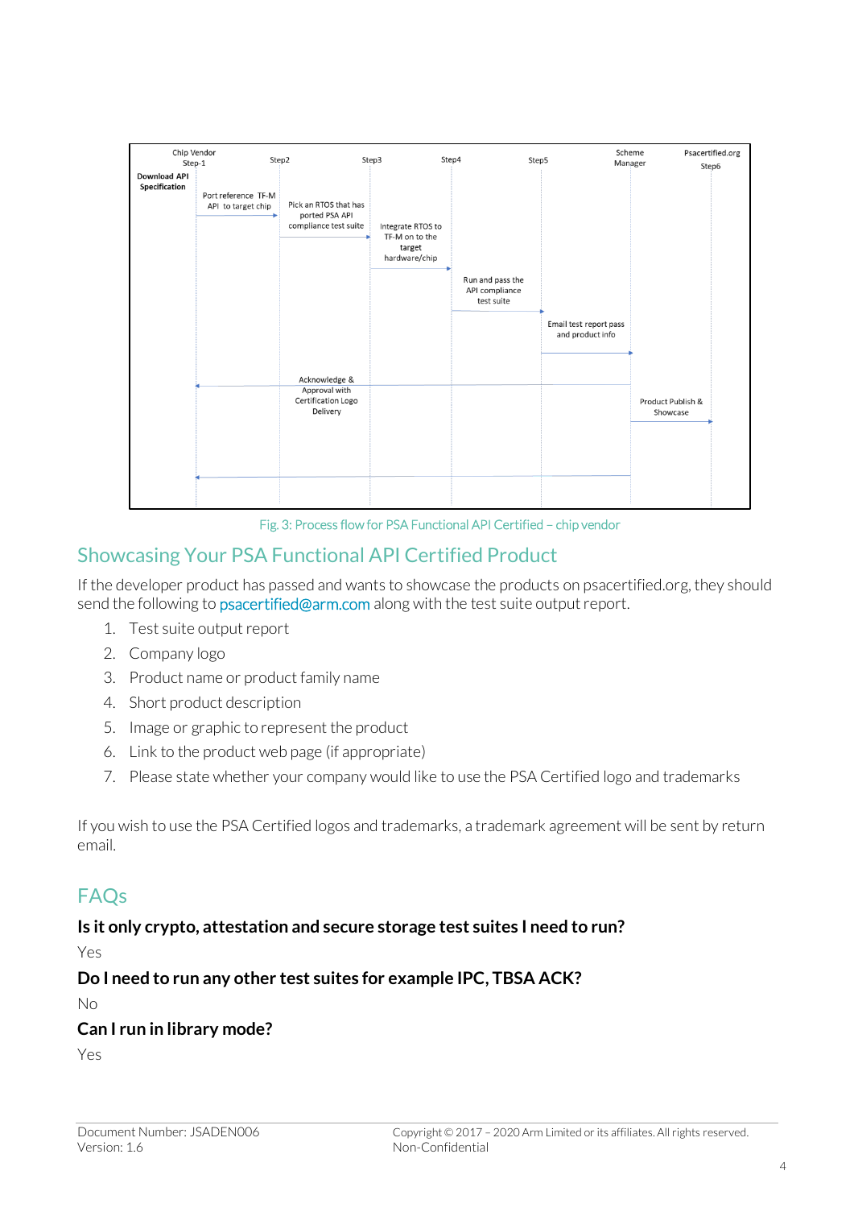Chip Vendor
Step-1

Download API Specification

Step2

Step3

Step4

Step5

Scheme Manager

Psacertified.org
Step6

Port reference TF-M API to target chip

Pick an RTOS that has ported PSA API compliance test suite

Integrate RTOS to TF-M on to the target hardware/chip

Run and pass the API compliance test suite

Email test report pass and product info

Acknowledge & Approval with Certification Logo Delivery

Product Publish & Showcase

Fig. 3: Process flow for PSA Functional API Certified – chip vendor

## Showcasing Your PSA Functional API Certified Product

If the developer product has passed and wants to showcase the products on psacertified.org, they should send the following to psacertified@arm.com along with the test suite output report.

1. Test suite output report
2. Company logo
3. Product name or product family name
4. Short product description
5. Image or graphic to represent the product
6. Link to the product web page (if appropriate)
7. Please state whether your company would like to use the PSA Certified logo and trademarks

If you wish to use the PSA Certified logos and trademarks, a trademark agreement will be sent by return email.

## FAQs

**Is it only crypto, attestation and secure storage test suites I need to run?**

Yes

**Do I need to run any other test suites for example IPC, TBSA ACK?**

No

**Can I run in library mode?**

Yes

Document Number: JSADEN006
Version: 1.6

Copyright © 2017 – 2020 Arm Limited or its affiliates. All rights reserved.
Non-Confidential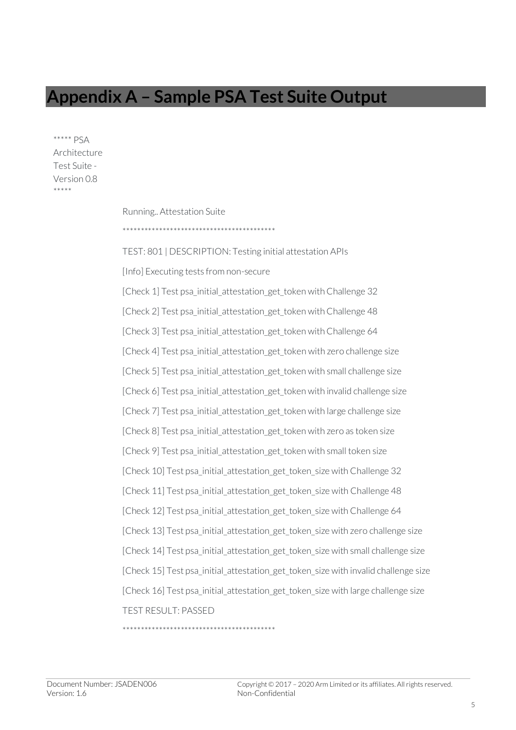# Appendix A – Sample PSA Test Suite Output

```
***** PSA Architecture Test Suite - Version 0.8 *****

Running.. Attestation Suite
******************************************

TEST: 801 | DESCRIPTION: Testing initial attestation APIs
[Info] Executing tests from non-secure
[Check 1] Test psa_initial_attestation_get_token with Challenge 32
[Check 2] Test psa_initial_attestation_get_token with Challenge 48
[Check 3] Test psa_initial_attestation_get_token with Challenge 64
[Check 4] Test psa_initial_attestation_get_token with zero challenge size
[Check 5] Test psa_initial_attestation_get_token with small challenge size
[Check 6] Test psa_initial_attestation_get_token with invalid challenge size
[Check 7] Test psa_initial_attestation_get_token with large challenge size
[Check 8] Test psa_initial_attestation_get_token with zero as token size
[Check 9] Test psa_initial_attestation_get_token with small token size
[Check 10] Test psa_initial_attestation_get_token_size with Challenge 32
[Check 11] Test psa_initial_attestation_get_token_size with Challenge 48
[Check 12] Test psa_initial_attestation_get_token_size with Challenge 64
[Check 13] Test psa_initial_attestation_get_token_size with zero challenge size
[Check 14] Test psa_initial_attestation_get_token_size with small challenge size
[Check 15] Test psa_initial_attestation_get_token_size with invalid challenge size
[Check 16] Test psa_initial_attestation_get_token_size with large challenge size
TEST RESULT: PASSED
******************************************
```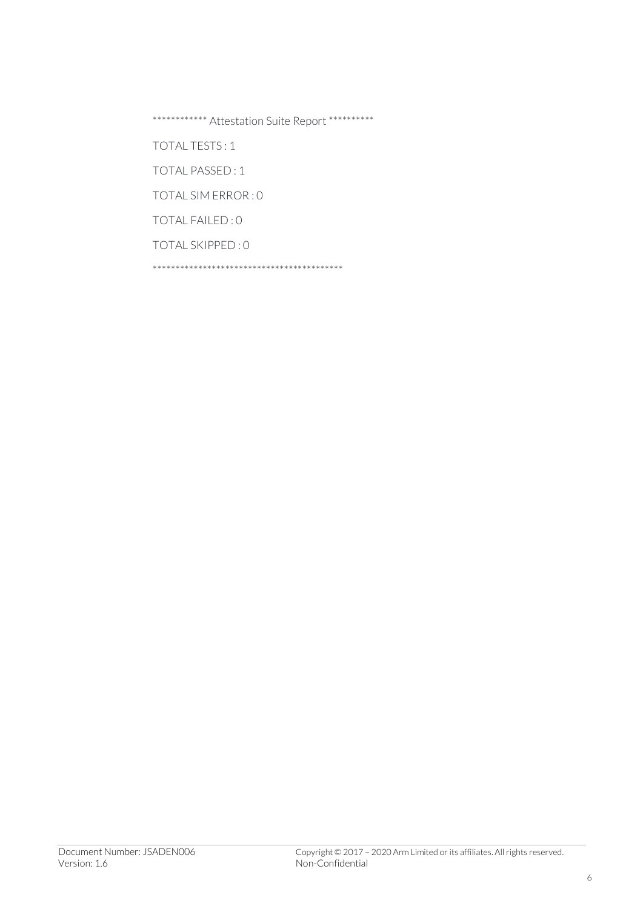************ Attestation Suite Report **********

TOTAL TESTS : 1

TOTAL PASSED : 1

TOTAL SIM ERROR : 0

TOTAL FAILED : 0

TOTAL SKIPPED : 0

******************************************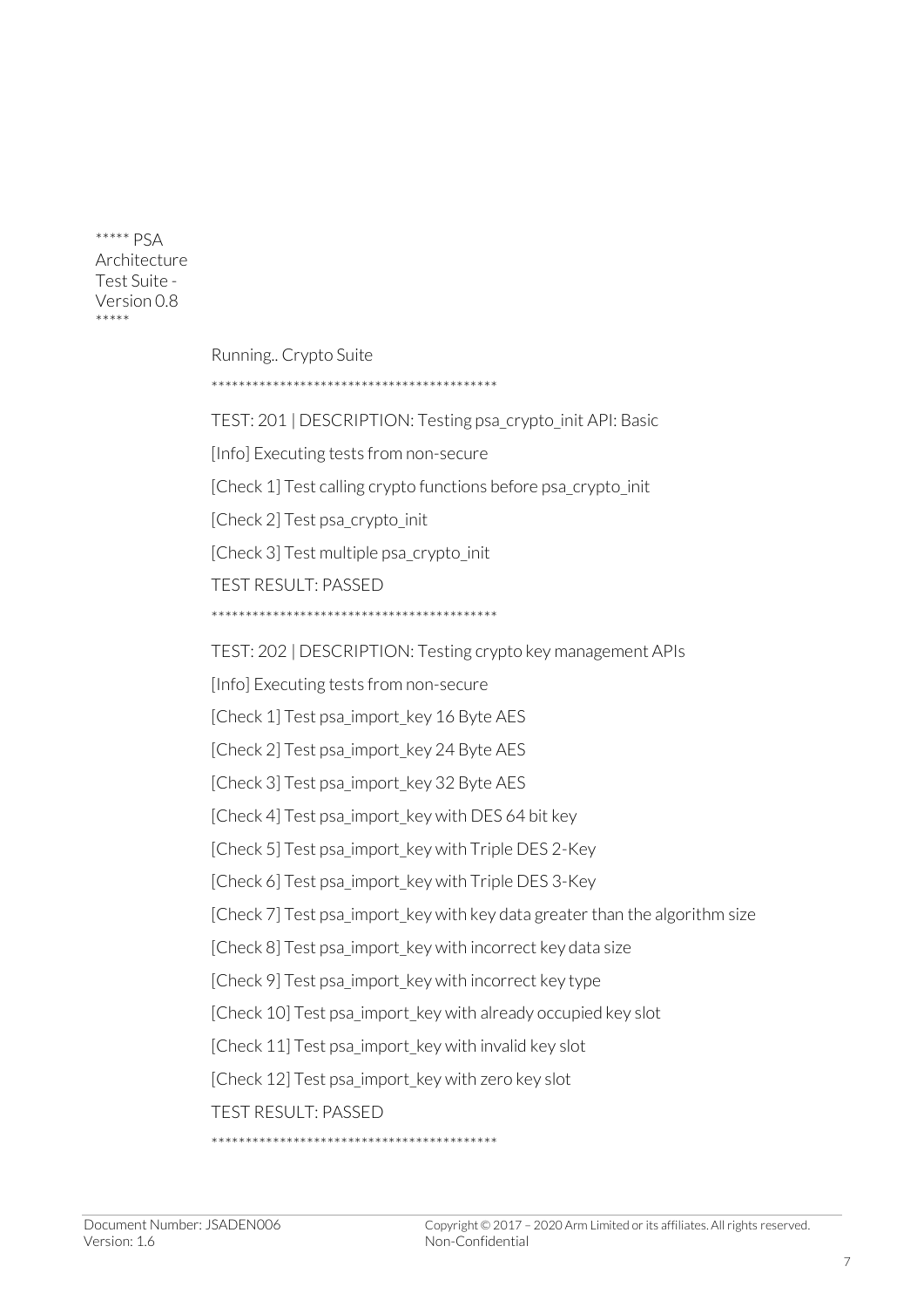```
***** PSA Architecture Test Suite - Version 0.8 *****

Running.. Crypto Suite

******************************************

TEST: 201 | DESCRIPTION: Testing psa_crypto_init API: Basic

[Info] Executing tests from non-secure

[Check 1] Test calling crypto functions before psa_crypto_init

[Check 2] Test psa_crypto_init

[Check 3] Test multiple psa_crypto_init

TEST RESULT: PASSED

******************************************

TEST: 202 | DESCRIPTION: Testing crypto key management APIs

[Info] Executing tests from non-secure

[Check 1] Test psa_import_key 16 Byte AES

[Check 2] Test psa_import_key 24 Byte AES

[Check 3] Test psa_import_key 32 Byte AES

[Check 4] Test psa_import_key with DES 64 bit key

[Check 5] Test psa_import_key with Triple DES 2-Key

[Check 6] Test psa_import_key with Triple DES 3-Key

[Check 7] Test psa_import_key with key data greater than the algorithm size

[Check 8] Test psa_import_key with incorrect key data size

[Check 9] Test psa_import_key with incorrect key type

[Check 10] Test psa_import_key with already occupied key slot

[Check 11] Test psa_import_key with invalid key slot

[Check 12] Test psa_import_key with zero key slot

TEST RESULT: PASSED

******************************************
```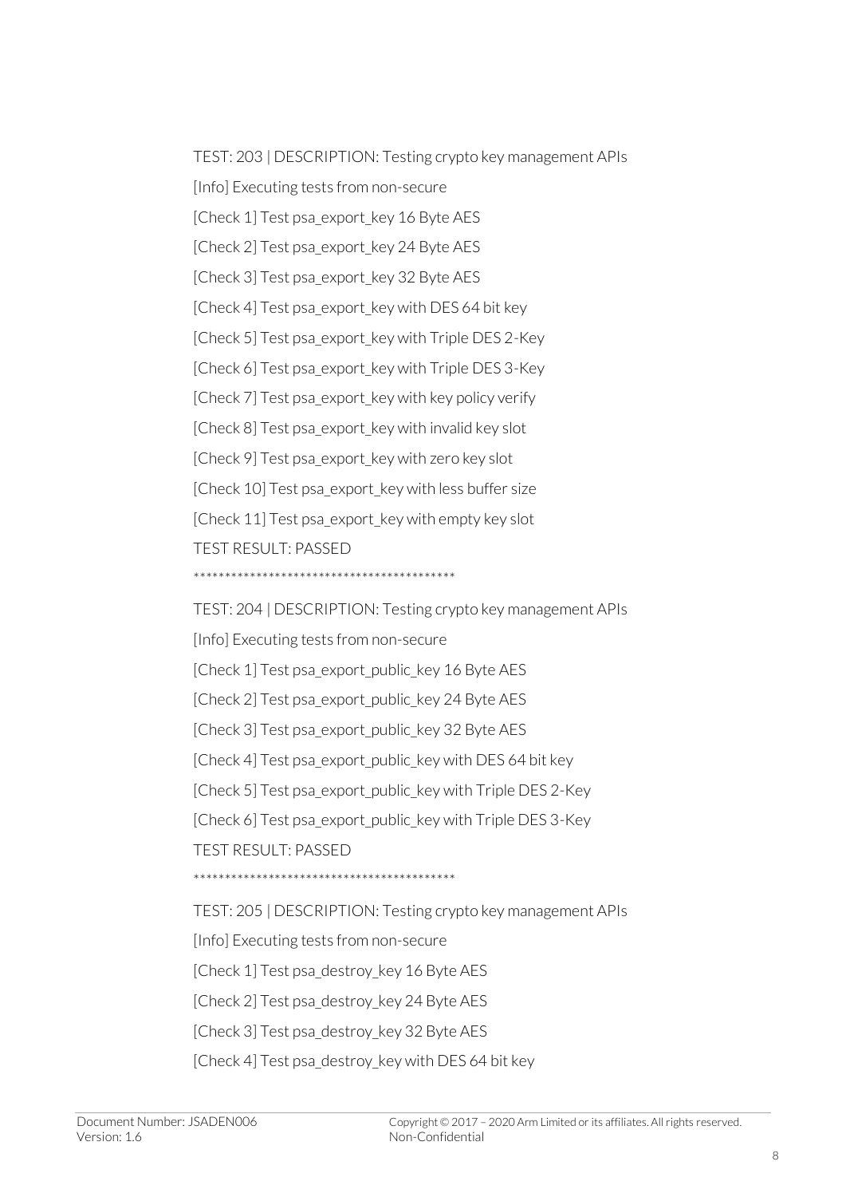TEST: 203 | DESCRIPTION: Testing crypto key management APIs

[Info] Executing tests from non-secure

[Check 1] Test psa_export_key 16 Byte AES

[Check 2] Test psa_export_key 24 Byte AES

[Check 3] Test psa_export_key 32 Byte AES

[Check 4] Test psa_export_key with DES 64 bit key

[Check 5] Test psa_export_key with Triple DES 2-Key

[Check 6] Test psa_export_key with Triple DES 3-Key

[Check 7] Test psa_export_key with key policy verify

[Check 8] Test psa_export_key with invalid key slot

[Check 9] Test psa_export_key with zero key slot

[Check 10] Test psa_export_key with less buffer size

[Check 11] Test psa_export_key with empty key slot

TEST RESULT: PASSED

******************************************

TEST: 204 | DESCRIPTION: Testing crypto key management APIs

[Info] Executing tests from non-secure

[Check 1] Test psa_export_public_key 16 Byte AES

[Check 2] Test psa_export_public_key 24 Byte AES

[Check 3] Test psa_export_public_key 32 Byte AES

[Check 4] Test psa_export_public_key with DES 64 bit key

[Check 5] Test psa_export_public_key with Triple DES 2-Key

[Check 6] Test psa_export_public_key with Triple DES 3-Key

TEST RESULT: PASSED

******************************************

TEST: 205 | DESCRIPTION: Testing crypto key management APIs

[Info] Executing tests from non-secure

[Check 1] Test psa_destroy_key 16 Byte AES

[Check 2] Test psa_destroy_key 24 Byte AES

[Check 3] Test psa_destroy_key 32 Byte AES

[Check 4] Test psa_destroy_key with DES 64 bit key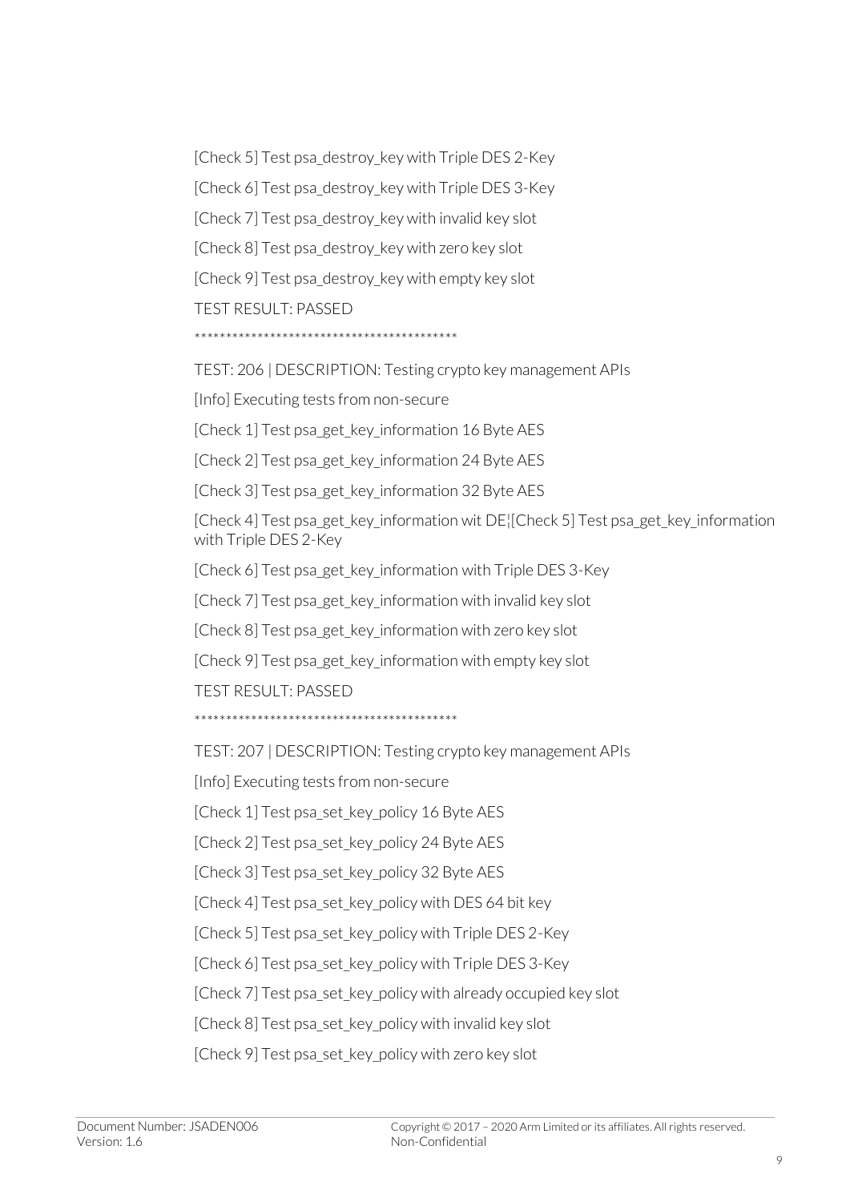[Check 5] Test psa_destroy_key with Triple DES 2-Key

[Check 6] Test psa_destroy_key with Triple DES 3-Key

[Check 7] Test psa_destroy_key with invalid key slot

[Check 8] Test psa_destroy_key with zero key slot

[Check 9] Test psa_destroy_key with empty key slot

TEST RESULT: PASSED

******************************************

TEST: 206 | DESCRIPTION: Testing crypto key management APIs

[Info] Executing tests from non-secure

[Check 1] Test psa_get_key_information 16 Byte AES

[Check 2] Test psa_get_key_information 24 Byte AES

[Check 3] Test psa_get_key_information 32 Byte AES

[Check 4] Test psa_get_key_information wit DE¦[Check 5] Test psa_get_key_information with Triple DES 2-Key

[Check 6] Test psa_get_key_information with Triple DES 3-Key

[Check 7] Test psa_get_key_information with invalid key slot

[Check 8] Test psa_get_key_information with zero key slot

[Check 9] Test psa_get_key_information with empty key slot

TEST RESULT: PASSED

******************************************

TEST: 207 | DESCRIPTION: Testing crypto key management APIs

[Info] Executing tests from non-secure

[Check 1] Test psa_set_key_policy 16 Byte AES

[Check 2] Test psa_set_key_policy 24 Byte AES

[Check 3] Test psa_set_key_policy 32 Byte AES

[Check 4] Test psa_set_key_policy with DES 64 bit key

[Check 5] Test psa_set_key_policy with Triple DES 2-Key

[Check 6] Test psa_set_key_policy with Triple DES 3-Key

[Check 7] Test psa_set_key_policy with already occupied key slot

[Check 8] Test psa_set_key_policy with invalid key slot

[Check 9] Test psa_set_key_policy with zero key slot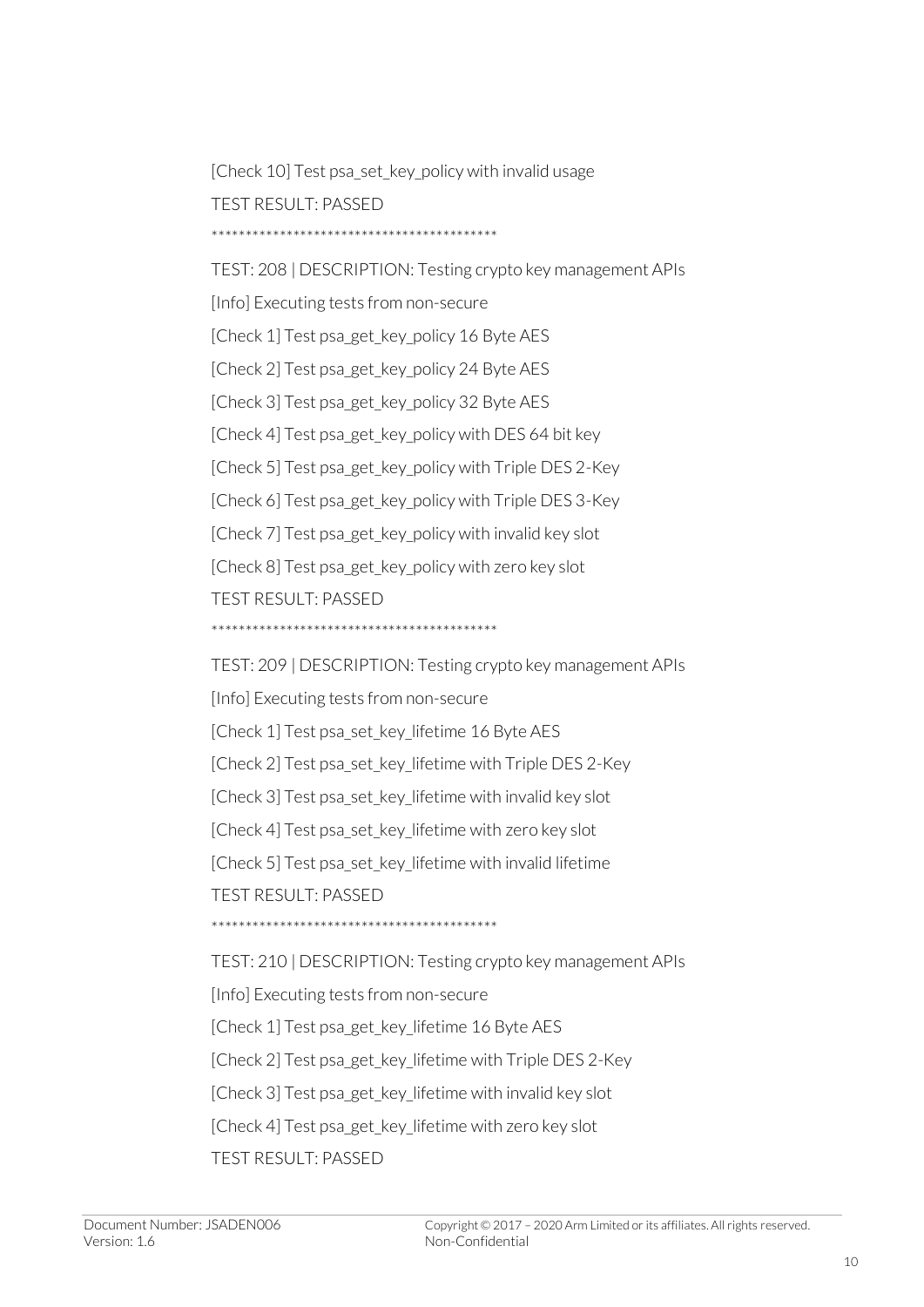[Check 10] Test psa_set_key_policy with invalid usage

TEST RESULT: PASSED

******************************************

TEST: 208 | DESCRIPTION: Testing crypto key management APIs

[Info] Executing tests from non-secure

[Check 1] Test psa_get_key_policy 16 Byte AES

[Check 2] Test psa_get_key_policy 24 Byte AES

[Check 3] Test psa_get_key_policy 32 Byte AES

[Check 4] Test psa_get_key_policy with DES 64 bit key

[Check 5] Test psa_get_key_policy with Triple DES 2-Key

[Check 6] Test psa_get_key_policy with Triple DES 3-Key

[Check 7] Test psa_get_key_policy with invalid key slot

[Check 8] Test psa_get_key_policy with zero key slot

TEST RESULT: PASSED

******************************************

TEST: 209 | DESCRIPTION: Testing crypto key management APIs

[Info] Executing tests from non-secure

[Check 1] Test psa_set_key_lifetime 16 Byte AES

[Check 2] Test psa_set_key_lifetime with Triple DES 2-Key

[Check 3] Test psa_set_key_lifetime with invalid key slot

[Check 4] Test psa_set_key_lifetime with zero key slot

[Check 5] Test psa_set_key_lifetime with invalid lifetime

TEST RESULT: PASSED

******************************************

TEST: 210 | DESCRIPTION: Testing crypto key management APIs

[Info] Executing tests from non-secure

[Check 1] Test psa_get_key_lifetime 16 Byte AES

[Check 2] Test psa_get_key_lifetime with Triple DES 2-Key

[Check 3] Test psa_get_key_lifetime with invalid key slot

[Check 4] Test psa_get_key_lifetime with zero key slot

TEST RESULT: PASSED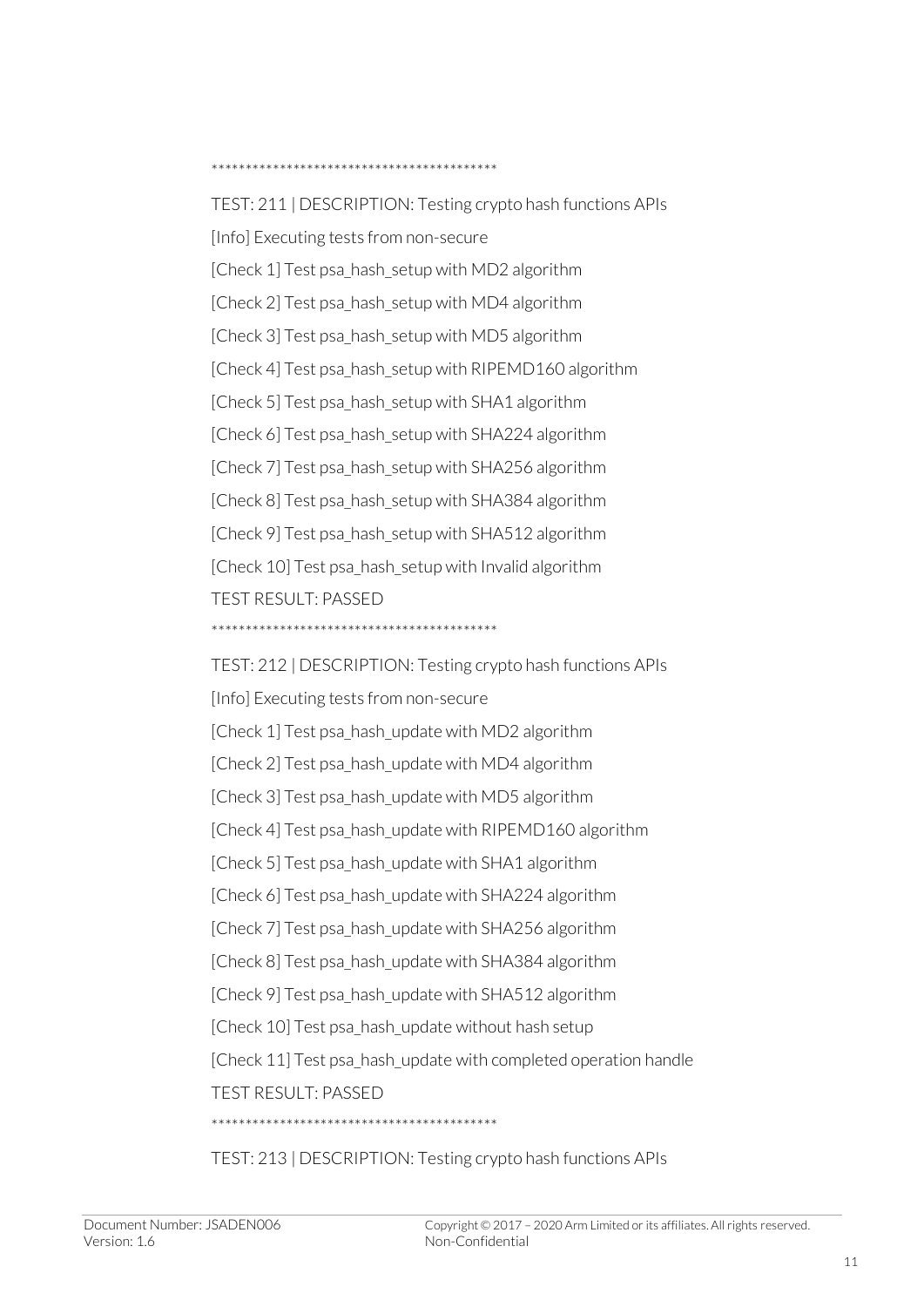```
******************************************
TEST: 211 | DESCRIPTION: Testing crypto hash functions APIs
[Info] Executing tests from non-secure
[Check 1] Test psa_hash_setup with MD2 algorithm
[Check 2] Test psa_hash_setup with MD4 algorithm
[Check 3] Test psa_hash_setup with MD5 algorithm
[Check 4] Test psa_hash_setup with RIPEMD160 algorithm
[Check 5] Test psa_hash_setup with SHA1 algorithm
[Check 6] Test psa_hash_setup with SHA224 algorithm
[Check 7] Test psa_hash_setup with SHA256 algorithm
[Check 8] Test psa_hash_setup with SHA384 algorithm
[Check 9] Test psa_hash_setup with SHA512 algorithm
[Check 10] Test psa_hash_setup with Invalid algorithm
TEST RESULT: PASSED
******************************************
TEST: 212 | DESCRIPTION: Testing crypto hash functions APIs
[Info] Executing tests from non-secure
[Check 1] Test psa_hash_update with MD2 algorithm
[Check 2] Test psa_hash_update with MD4 algorithm
[Check 3] Test psa_hash_update with MD5 algorithm
[Check 4] Test psa_hash_update with RIPEMD160 algorithm
[Check 5] Test psa_hash_update with SHA1 algorithm
[Check 6] Test psa_hash_update with SHA224 algorithm
[Check 7] Test psa_hash_update with SHA256 algorithm
[Check 8] Test psa_hash_update with SHA384 algorithm
[Check 9] Test psa_hash_update with SHA512 algorithm
[Check 10] Test psa_hash_update without hash setup
[Check 11] Test psa_hash_update with completed operation handle
TEST RESULT: PASSED
******************************************
TEST: 213 | DESCRIPTION: Testing crypto hash functions APIs
```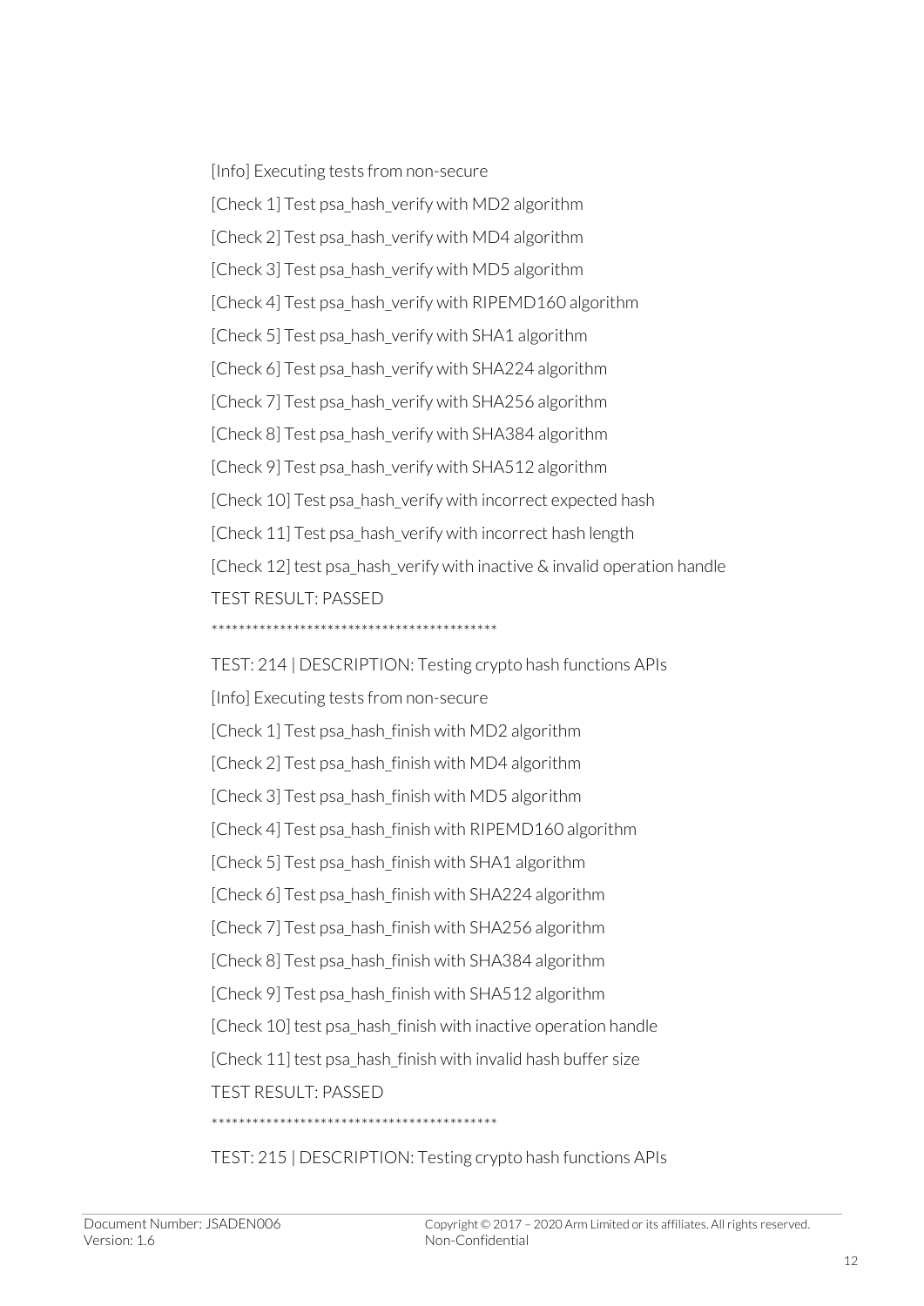[Info] Executing tests from non-secure

[Check 1] Test psa_hash_verify with MD2 algorithm

[Check 2] Test psa_hash_verify with MD4 algorithm

[Check 3] Test psa_hash_verify with MD5 algorithm

[Check 4] Test psa_hash_verify with RIPEMD160 algorithm

[Check 5] Test psa_hash_verify with SHA1 algorithm

[Check 6] Test psa_hash_verify with SHA224 algorithm

[Check 7] Test psa_hash_verify with SHA256 algorithm

[Check 8] Test psa_hash_verify with SHA384 algorithm

[Check 9] Test psa_hash_verify with SHA512 algorithm

[Check 10] Test psa_hash_verify with incorrect expected hash

[Check 11] Test psa_hash_verify with incorrect hash length

[Check 12] test psa_hash_verify with inactive & invalid operation handle

TEST RESULT: PASSED

******************************************

TEST: 214 | DESCRIPTION: Testing crypto hash functions APIs

[Info] Executing tests from non-secure

[Check 1] Test psa_hash_finish with MD2 algorithm

[Check 2] Test psa_hash_finish with MD4 algorithm

[Check 3] Test psa_hash_finish with MD5 algorithm

[Check 4] Test psa_hash_finish with RIPEMD160 algorithm

[Check 5] Test psa_hash_finish with SHA1 algorithm

[Check 6] Test psa_hash_finish with SHA224 algorithm

[Check 7] Test psa_hash_finish with SHA256 algorithm

[Check 8] Test psa_hash_finish with SHA384 algorithm

[Check 9] Test psa_hash_finish with SHA512 algorithm

[Check 10] test psa_hash_finish with inactive operation handle

[Check 11] test psa_hash_finish with invalid hash buffer size

TEST RESULT: PASSED

******************************************

TEST: 215 | DESCRIPTION: Testing crypto hash functions APIs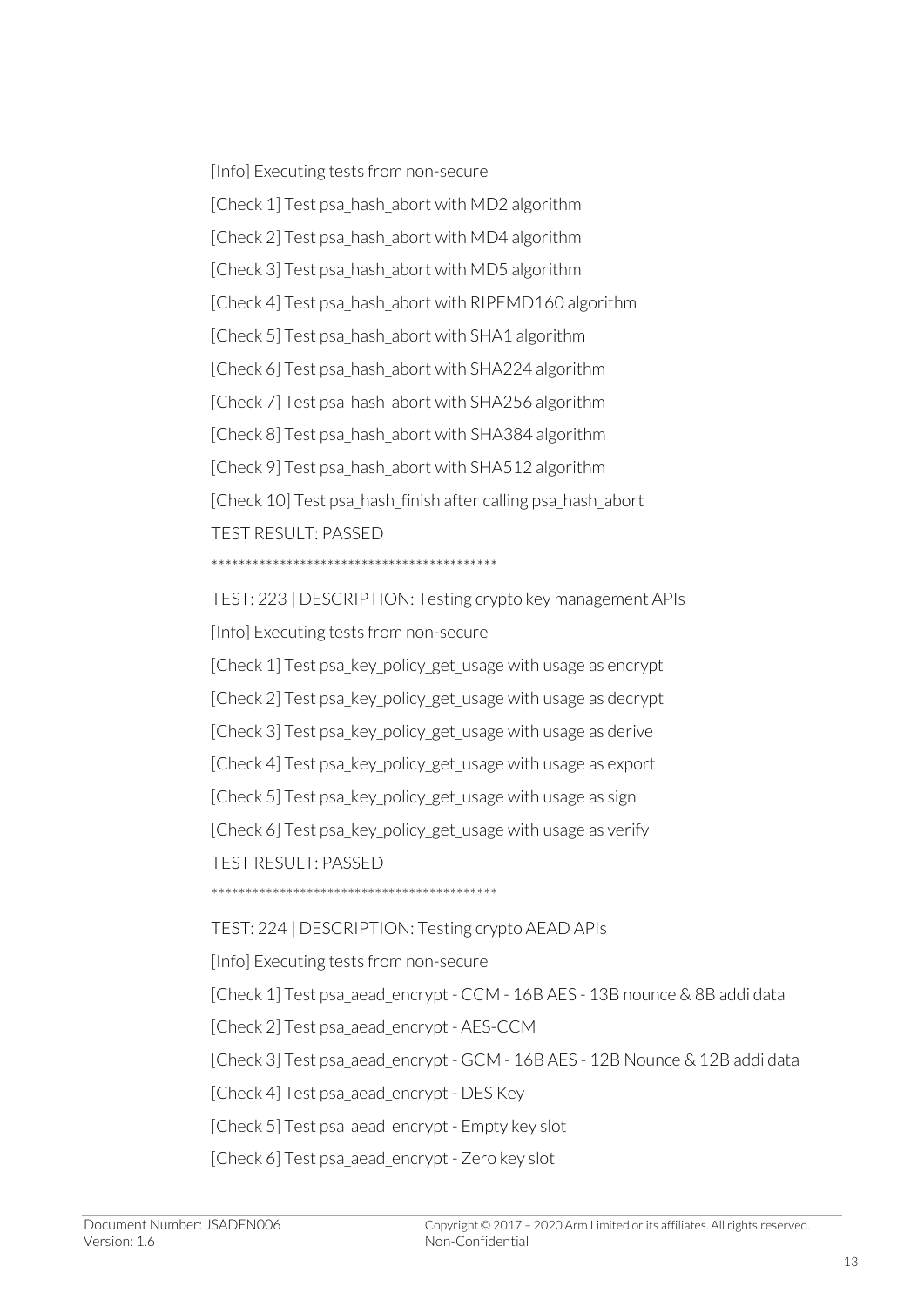[Info] Executing tests from non-secure

[Check 1] Test psa_hash_abort with MD2 algorithm

[Check 2] Test psa_hash_abort with MD4 algorithm

[Check 3] Test psa_hash_abort with MD5 algorithm

[Check 4] Test psa_hash_abort with RIPEMD160 algorithm

[Check 5] Test psa_hash_abort with SHA1 algorithm

[Check 6] Test psa_hash_abort with SHA224 algorithm

[Check 7] Test psa_hash_abort with SHA256 algorithm

[Check 8] Test psa_hash_abort with SHA384 algorithm

[Check 9] Test psa_hash_abort with SHA512 algorithm

[Check 10] Test psa_hash_finish after calling psa_hash_abort

TEST RESULT: PASSED

******************************************

TEST: 223 | DESCRIPTION: Testing crypto key management APIs

[Info] Executing tests from non-secure

[Check 1] Test psa_key_policy_get_usage with usage as encrypt

[Check 2] Test psa_key_policy_get_usage with usage as decrypt

[Check 3] Test psa_key_policy_get_usage with usage as derive

[Check 4] Test psa_key_policy_get_usage with usage as export

[Check 5] Test psa_key_policy_get_usage with usage as sign

[Check 6] Test psa_key_policy_get_usage with usage as verify

TEST RESULT: PASSED

******************************************

TEST: 224 | DESCRIPTION: Testing crypto AEAD APIs

[Info] Executing tests from non-secure

[Check 1] Test psa_aead_encrypt - CCM - 16B AES - 13B nounce & 8B addi data

[Check 2] Test psa_aead_encrypt - AES-CCM

[Check 3] Test psa_aead_encrypt - GCM - 16B AES - 12B Nounce & 12B addi data

[Check 4] Test psa_aead_encrypt - DES Key

[Check 5] Test psa_aead_encrypt - Empty key slot

[Check 6] Test psa_aead_encrypt - Zero key slot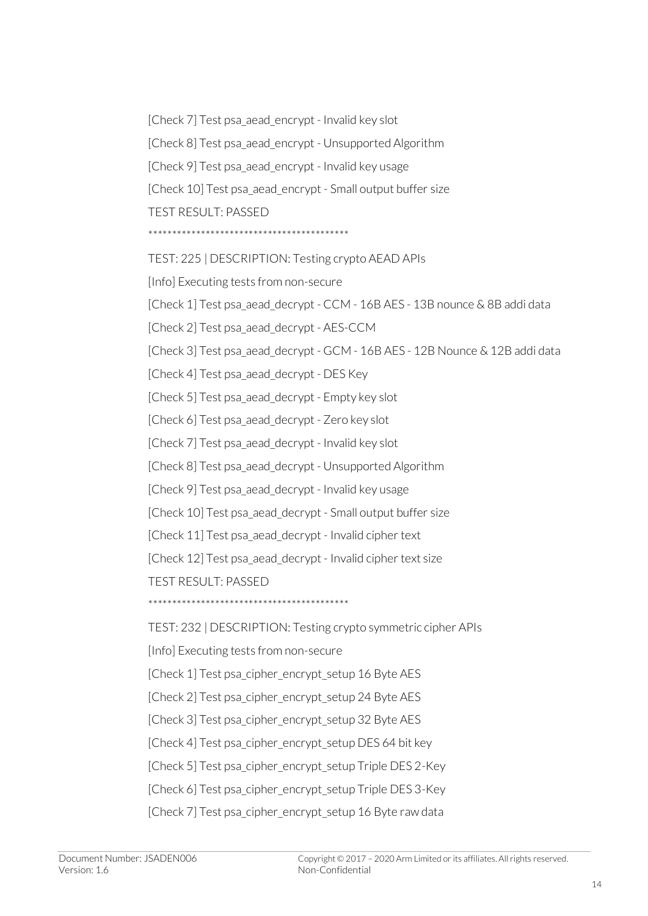[Check 7] Test psa_aead_encrypt - Invalid key slot

[Check 8] Test psa_aead_encrypt - Unsupported Algorithm

[Check 9] Test psa_aead_encrypt - Invalid key usage

[Check 10] Test psa_aead_encrypt - Small output buffer size

TEST RESULT: PASSED

******************************************

TEST: 225 | DESCRIPTION: Testing crypto AEAD APIs

[Info] Executing tests from non-secure

[Check 1] Test psa_aead_decrypt - CCM - 16B AES - 13B nounce & 8B addi data

[Check 2] Test psa_aead_decrypt - AES-CCM

[Check 3] Test psa_aead_decrypt - GCM - 16B AES - 12B Nounce & 12B addi data

[Check 4] Test psa_aead_decrypt - DES Key

[Check 5] Test psa_aead_decrypt - Empty key slot

[Check 6] Test psa_aead_decrypt - Zero key slot

[Check 7] Test psa_aead_decrypt - Invalid key slot

[Check 8] Test psa_aead_decrypt - Unsupported Algorithm

[Check 9] Test psa_aead_decrypt - Invalid key usage

[Check 10] Test psa_aead_decrypt - Small output buffer size

[Check 11] Test psa_aead_decrypt - Invalid cipher text

[Check 12] Test psa_aead_decrypt - Invalid cipher text size

TEST RESULT: PASSED

******************************************

TEST: 232 | DESCRIPTION: Testing crypto symmetric cipher APIs

[Info] Executing tests from non-secure

[Check 1] Test psa_cipher_encrypt_setup 16 Byte AES

[Check 2] Test psa_cipher_encrypt_setup 24 Byte AES

[Check 3] Test psa_cipher_encrypt_setup 32 Byte AES

[Check 4] Test psa_cipher_encrypt_setup DES 64 bit key

[Check 5] Test psa_cipher_encrypt_setup Triple DES 2-Key

[Check 6] Test psa_cipher_encrypt_setup Triple DES 3-Key

[Check 7] Test psa_cipher_encrypt_setup 16 Byte raw data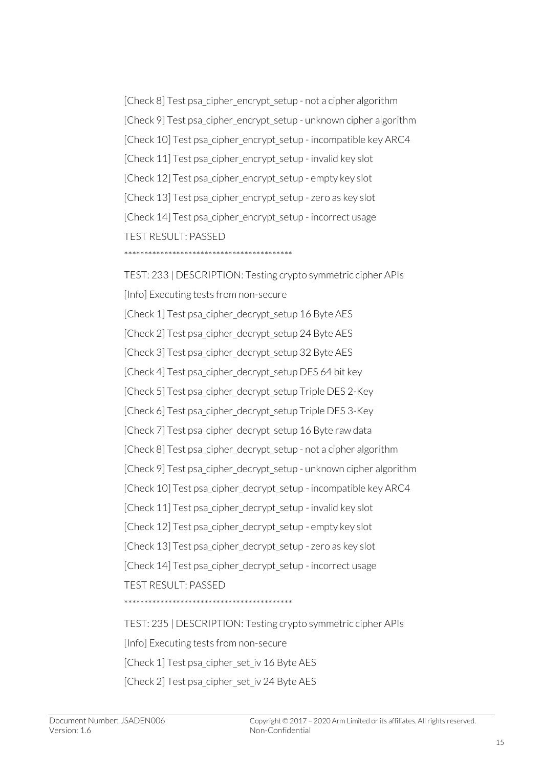[Check 8] Test psa_cipher_encrypt_setup - not a cipher algorithm

[Check 9] Test psa_cipher_encrypt_setup - unknown cipher algorithm

[Check 10] Test psa_cipher_encrypt_setup - incompatible key ARC4

[Check 11] Test psa_cipher_encrypt_setup - invalid key slot

[Check 12] Test psa_cipher_encrypt_setup - empty key slot

[Check 13] Test psa_cipher_encrypt_setup - zero as key slot

[Check 14] Test psa_cipher_encrypt_setup - incorrect usage

TEST RESULT: PASSED

******************************************

TEST: 233 | DESCRIPTION: Testing crypto symmetric cipher APIs

[Info] Executing tests from non-secure

[Check 1] Test psa_cipher_decrypt_setup 16 Byte AES

[Check 2] Test psa_cipher_decrypt_setup 24 Byte AES

[Check 3] Test psa_cipher_decrypt_setup 32 Byte AES

[Check 4] Test psa_cipher_decrypt_setup DES 64 bit key

[Check 5] Test psa_cipher_decrypt_setup Triple DES 2-Key

[Check 6] Test psa_cipher_decrypt_setup Triple DES 3-Key

[Check 7] Test psa_cipher_decrypt_setup 16 Byte raw data

[Check 8] Test psa_cipher_decrypt_setup - not a cipher algorithm

[Check 9] Test psa_cipher_decrypt_setup - unknown cipher algorithm

[Check 10] Test psa_cipher_decrypt_setup - incompatible key ARC4

[Check 11] Test psa_cipher_decrypt_setup - invalid key slot

[Check 12] Test psa_cipher_decrypt_setup - empty key slot

[Check 13] Test psa_cipher_decrypt_setup - zero as key slot

[Check 14] Test psa_cipher_decrypt_setup - incorrect usage

TEST RESULT: PASSED

******************************************

TEST: 235 | DESCRIPTION: Testing crypto symmetric cipher APIs

[Info] Executing tests from non-secure

[Check 1] Test psa_cipher_set_iv 16 Byte AES

[Check 2] Test psa_cipher_set_iv 24 Byte AES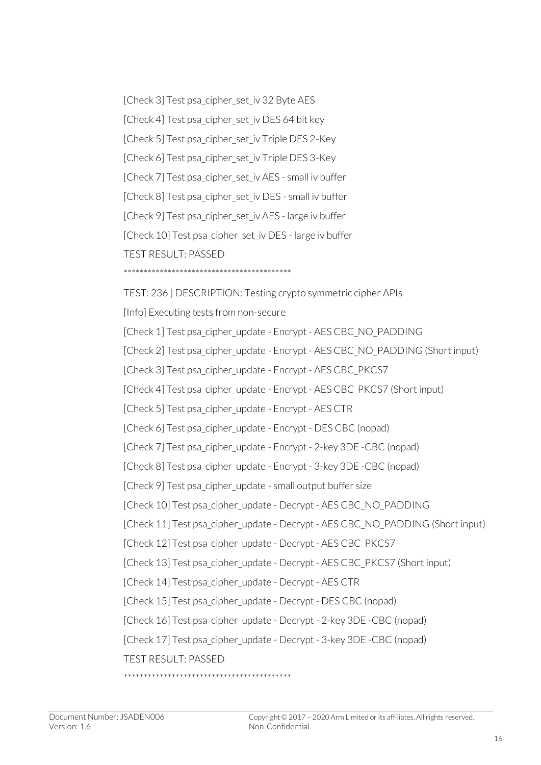[Check 3] Test psa_cipher_set_iv 32 Byte AES

[Check 4] Test psa_cipher_set_iv DES 64 bit key

[Check 5] Test psa_cipher_set_iv Triple DES 2-Key

[Check 6] Test psa_cipher_set_iv Triple DES 3-Key

[Check 7] Test psa_cipher_set_iv AES - small iv buffer

[Check 8] Test psa_cipher_set_iv DES - small iv buffer

[Check 9] Test psa_cipher_set_iv AES - large iv buffer

[Check 10] Test psa_cipher_set_iv DES - large iv buffer

TEST RESULT: PASSED

******************************************

TEST: 236 | DESCRIPTION: Testing crypto symmetric cipher APIs

[Info] Executing tests from non-secure

[Check 1] Test psa_cipher_update - Encrypt - AES CBC_NO_PADDING

[Check 2] Test psa_cipher_update - Encrypt - AES CBC_NO_PADDING (Short input)

[Check 3] Test psa_cipher_update - Encrypt - AES CBC_PKCS7

[Check 4] Test psa_cipher_update - Encrypt - AES CBC_PKCS7 (Short input)

[Check 5] Test psa_cipher_update - Encrypt - AES CTR

[Check 6] Test psa_cipher_update - Encrypt - DES CBC (nopad)

[Check 7] Test psa_cipher_update - Encrypt - 2-key 3DE -CBC (nopad)

[Check 8] Test psa_cipher_update - Encrypt - 3-key 3DE -CBC (nopad)

[Check 9] Test psa_cipher_update - small output buffer size

[Check 10] Test psa_cipher_update - Decrypt - AES CBC_NO_PADDING

[Check 11] Test psa_cipher_update - Decrypt - AES CBC_NO_PADDING (Short input)

[Check 12] Test psa_cipher_update - Decrypt - AES CBC_PKCS7

[Check 13] Test psa_cipher_update - Decrypt - AES CBC_PKCS7 (Short input)

[Check 14] Test psa_cipher_update - Decrypt - AES CTR

[Check 15] Test psa_cipher_update - Decrypt - DES CBC (nopad)

[Check 16] Test psa_cipher_update - Decrypt - 2-key 3DE -CBC (nopad)

[Check 17] Test psa_cipher_update - Decrypt - 3-key 3DE -CBC (nopad)

TEST RESULT: PASSED

******************************************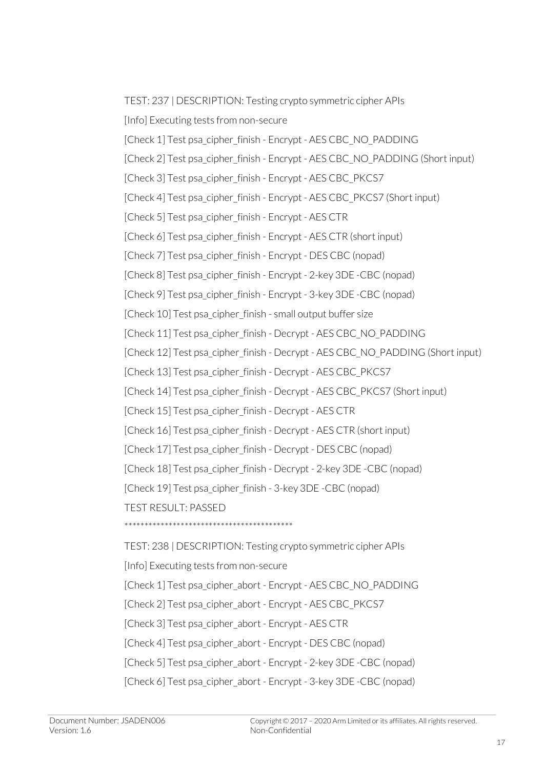TEST: 237 | DESCRIPTION: Testing crypto symmetric cipher APIs

[Info] Executing tests from non-secure

[Check 1] Test psa_cipher_finish - Encrypt - AES CBC_NO_PADDING

[Check 2] Test psa_cipher_finish - Encrypt - AES CBC_NO_PADDING (Short input)

[Check 3] Test psa_cipher_finish - Encrypt - AES CBC_PKCS7

[Check 4] Test psa_cipher_finish - Encrypt - AES CBC_PKCS7 (Short input)

[Check 5] Test psa_cipher_finish - Encrypt - AES CTR

[Check 6] Test psa_cipher_finish - Encrypt - AES CTR (short input)

[Check 7] Test psa_cipher_finish - Encrypt - DES CBC (nopad)

[Check 8] Test psa_cipher_finish - Encrypt - 2-key 3DE -CBC (nopad)

[Check 9] Test psa_cipher_finish - Encrypt - 3-key 3DE -CBC (nopad)

[Check 10] Test psa_cipher_finish - small output buffer size

[Check 11] Test psa_cipher_finish - Decrypt - AES CBC_NO_PADDING

[Check 12] Test psa_cipher_finish - Decrypt - AES CBC_NO_PADDING (Short input)

[Check 13] Test psa_cipher_finish - Decrypt - AES CBC_PKCS7

[Check 14] Test psa_cipher_finish - Decrypt - AES CBC_PKCS7 (Short input)

[Check 15] Test psa_cipher_finish - Decrypt - AES CTR

[Check 16] Test psa_cipher_finish - Decrypt - AES CTR (short input)

[Check 17] Test psa_cipher_finish - Decrypt - DES CBC (nopad)

[Check 18] Test psa_cipher_finish - Decrypt - 2-key 3DE -CBC (nopad)

[Check 19] Test psa_cipher_finish - 3-key 3DE -CBC (nopad)

TEST RESULT: PASSED

******************************************

TEST: 238 | DESCRIPTION: Testing crypto symmetric cipher APIs

[Info] Executing tests from non-secure

[Check 1] Test psa_cipher_abort - Encrypt - AES CBC_NO_PADDING

[Check 2] Test psa_cipher_abort - Encrypt - AES CBC_PKCS7

[Check 3] Test psa_cipher_abort - Encrypt - AES CTR

[Check 4] Test psa_cipher_abort - Encrypt - DES CBC (nopad)

[Check 5] Test psa_cipher_abort - Encrypt - 2-key 3DE -CBC (nopad)

[Check 6] Test psa_cipher_abort - Encrypt - 3-key 3DE -CBC (nopad)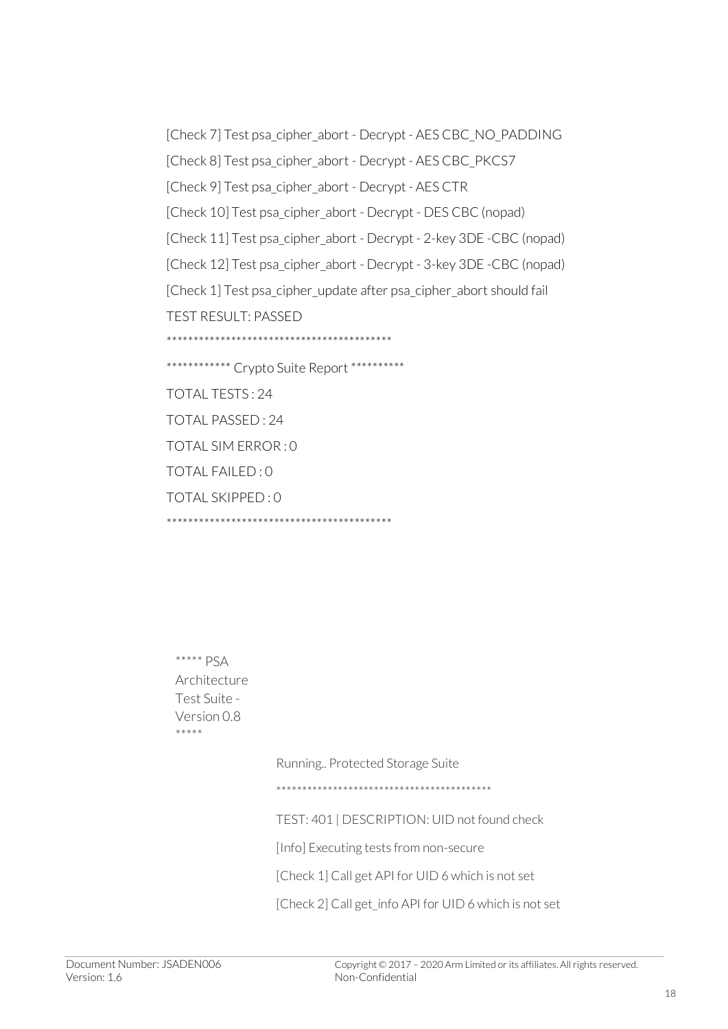[Check 7] Test psa_cipher_abort - Decrypt - AES CBC_NO_PADDING

[Check 8] Test psa_cipher_abort - Decrypt - AES CBC_PKCS7

[Check 9] Test psa_cipher_abort - Decrypt - AES CTR

[Check 10] Test psa_cipher_abort - Decrypt - DES CBC (nopad)

[Check 11] Test psa_cipher_abort - Decrypt - 2-key 3DE -CBC (nopad)

[Check 12] Test psa_cipher_abort - Decrypt - 3-key 3DE -CBC (nopad)

[Check 1] Test psa_cipher_update after psa_cipher_abort should fail

TEST RESULT: PASSED

******************************************

************ Crypto Suite Report **********

TOTAL TESTS : 24

TOTAL PASSED : 24

TOTAL SIM ERROR : 0

TOTAL FAILED : 0

TOTAL SKIPPED : 0

******************************************

***** PSA Architecture Test Suite - Version 0.8 *****

Running.. Protected Storage Suite

******************************************

TEST: 401 | DESCRIPTION: UID not found check

[Info] Executing tests from non-secure

[Check 1] Call get API for UID 6 which is not set

[Check 2] Call get_info API for UID 6 which is not set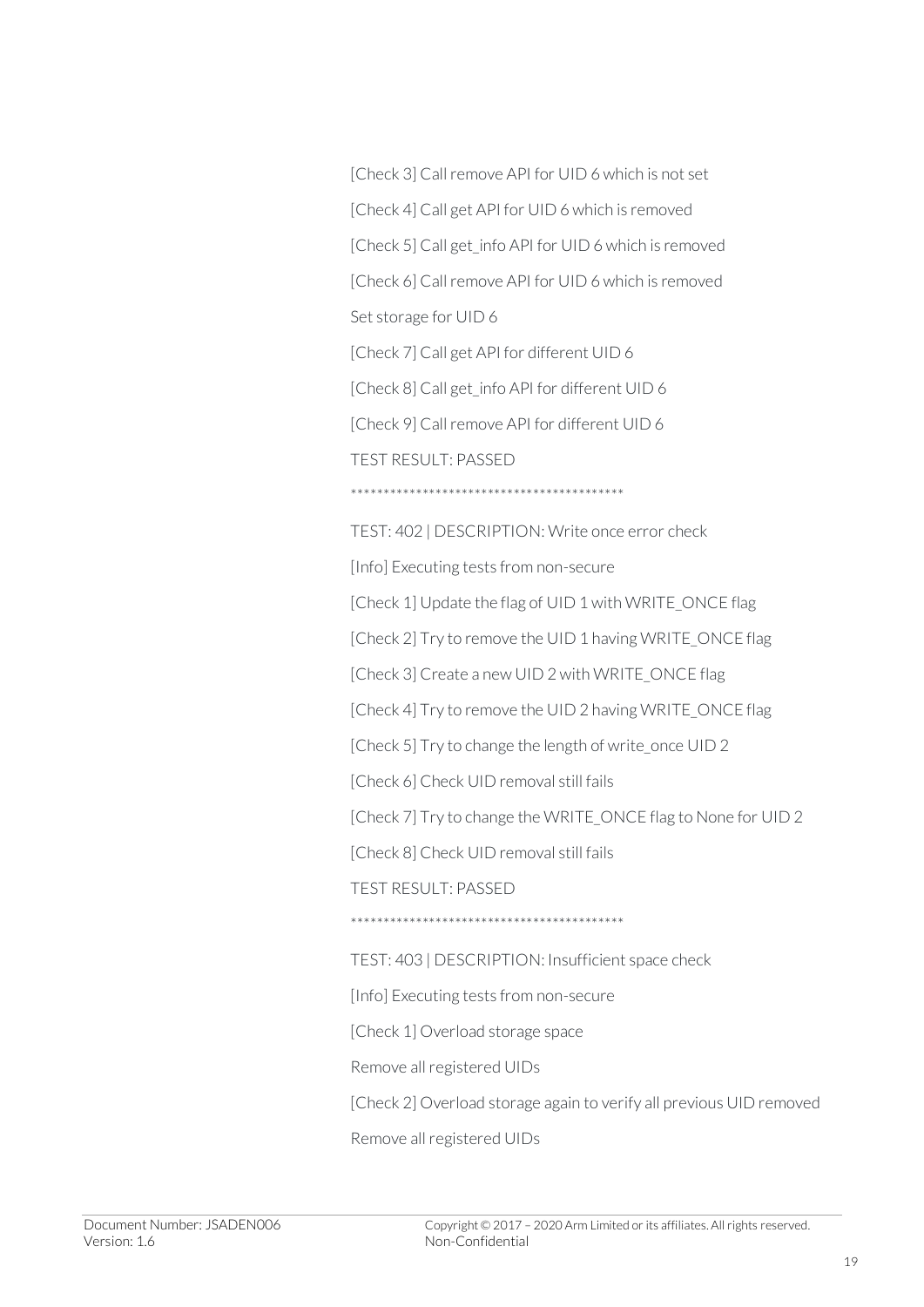[Check 3] Call remove API for UID 6 which is not set

[Check 4] Call get API for UID 6 which is removed

[Check 5] Call get_info API for UID 6 which is removed

[Check 6] Call remove API for UID 6 which is removed

Set storage for UID 6

[Check 7] Call get API for different UID 6

[Check 8] Call get_info API for different UID 6

[Check 9] Call remove API for different UID 6

TEST RESULT: PASSED

******************************************

TEST: 402 | DESCRIPTION: Write once error check

[Info] Executing tests from non-secure

[Check 1] Update the flag of UID 1 with WRITE_ONCE flag

[Check 2] Try to remove the UID 1 having WRITE_ONCE flag

[Check 3] Create a new UID 2 with WRITE_ONCE flag

[Check 4] Try to remove the UID 2 having WRITE_ONCE flag

[Check 5] Try to change the length of write_once UID 2

[Check 6] Check UID removal still fails

[Check 7] Try to change the WRITE_ONCE flag to None for UID 2

[Check 8] Check UID removal still fails

TEST RESULT: PASSED

******************************************

TEST: 403 | DESCRIPTION: Insufficient space check

[Info] Executing tests from non-secure

[Check 1] Overload storage space

Remove all registered UIDs

[Check 2] Overload storage again to verify all previous UID removed

Remove all registered UIDs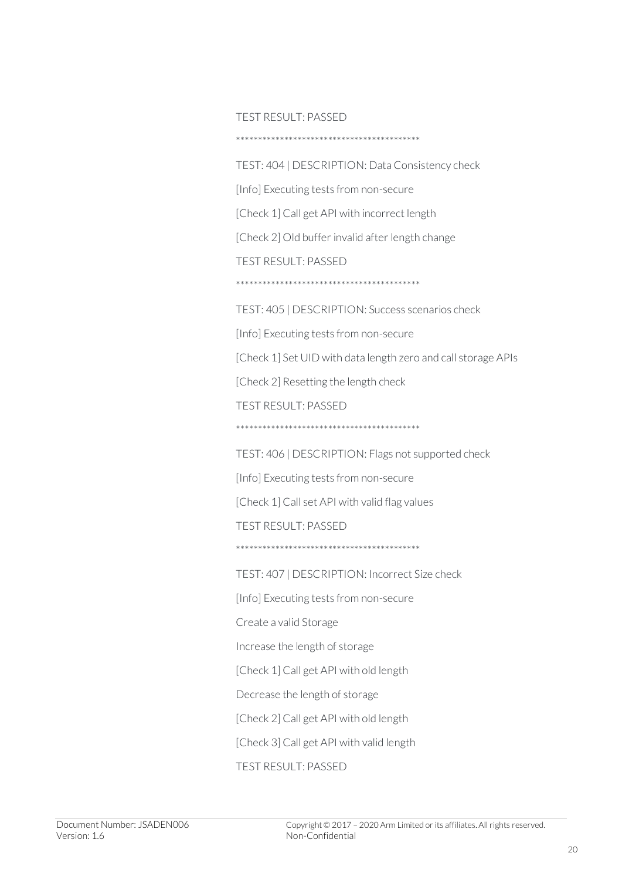TEST RESULT: PASSED

******************************************

TEST: 404 | DESCRIPTION: Data Consistency check

[Info] Executing tests from non-secure

[Check 1] Call get API with incorrect length

[Check 2] Old buffer invalid after length change

TEST RESULT: PASSED

******************************************

TEST: 405 | DESCRIPTION: Success scenarios check

[Info] Executing tests from non-secure

[Check 1] Set UID with data length zero and call storage APIs

[Check 2] Resetting the length check

TEST RESULT: PASSED

******************************************

TEST: 406 | DESCRIPTION: Flags not supported check

[Info] Executing tests from non-secure

[Check 1] Call set API with valid flag values

TEST RESULT: PASSED

******************************************

TEST: 407 | DESCRIPTION: Incorrect Size check

[Info] Executing tests from non-secure

Create a valid Storage

Increase the length of storage

[Check 1] Call get API with old length

Decrease the length of storage

[Check 2] Call get API with old length

[Check 3] Call get API with valid length

TEST RESULT: PASSED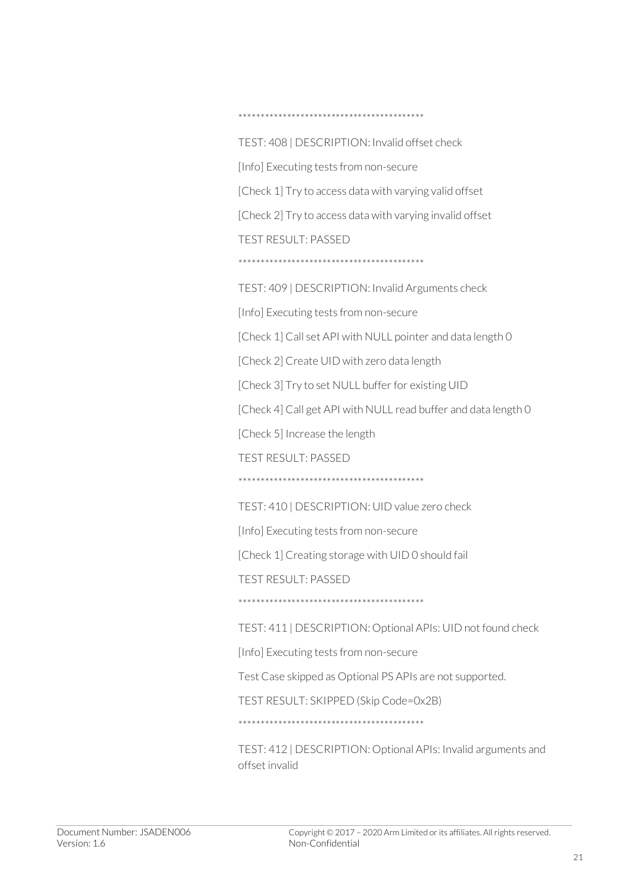******************************************

TEST: 408 | DESCRIPTION: Invalid offset check

[Info] Executing tests from non-secure

[Check 1] Try to access data with varying valid offset

[Check 2] Try to access data with varying invalid offset

TEST RESULT: PASSED

******************************************

TEST: 409 | DESCRIPTION: Invalid Arguments check

[Info] Executing tests from non-secure

[Check 1] Call set API with NULL pointer and data length 0

[Check 2] Create UID with zero data length

[Check 3] Try to set NULL buffer for existing UID

[Check 4] Call get API with NULL read buffer and data length 0

[Check 5] Increase the length

TEST RESULT: PASSED

******************************************

TEST: 410 | DESCRIPTION: UID value zero check

[Info] Executing tests from non-secure

[Check 1] Creating storage with UID 0 should fail

TEST RESULT: PASSED

******************************************

TEST: 411 | DESCRIPTION: Optional APIs: UID not found check

[Info] Executing tests from non-secure

Test Case skipped as Optional PS APIs are not supported.

TEST RESULT: SKIPPED (Skip Code=0x2B)

******************************************

TEST: 412 | DESCRIPTION: Optional APIs: Invalid arguments and offset invalid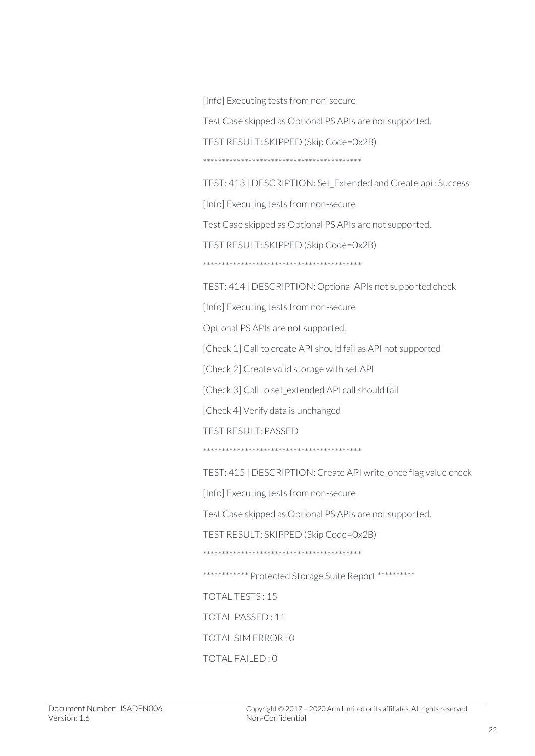[Info] Executing tests from non-secure

Test Case skipped as Optional PS APIs are not supported.

TEST RESULT: SKIPPED (Skip Code=0x2B)

******************************************

TEST: 413 | DESCRIPTION: Set_Extended and Create api : Success

[Info] Executing tests from non-secure

Test Case skipped as Optional PS APIs are not supported.

TEST RESULT: SKIPPED (Skip Code=0x2B)

******************************************

TEST: 414 | DESCRIPTION: Optional APIs not supported check

[Info] Executing tests from non-secure

Optional PS APIs are not supported.

[Check 1] Call to create API should fail as API not supported

[Check 2] Create valid storage with set API

[Check 3] Call to set_extended API call should fail

[Check 4] Verify data is unchanged

TEST RESULT: PASSED

******************************************

TEST: 415 | DESCRIPTION: Create API write_once flag value check

[Info] Executing tests from non-secure

Test Case skipped as Optional PS APIs are not supported.

TEST RESULT: SKIPPED (Skip Code=0x2B)

******************************************

************ Protected Storage Suite Report **********

TOTAL TESTS : 15

TOTAL PASSED : 11

TOTAL SIM ERROR : 0

TOTAL FAILED : 0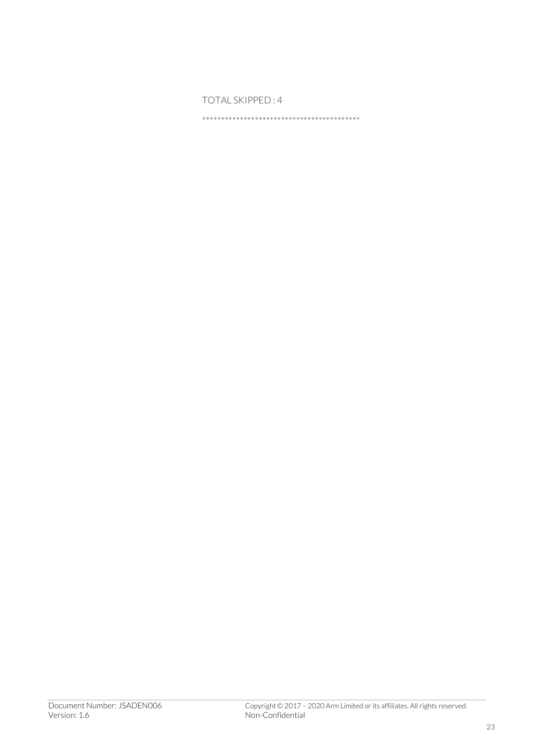TOTAL SKIPPED : 4

******************************************